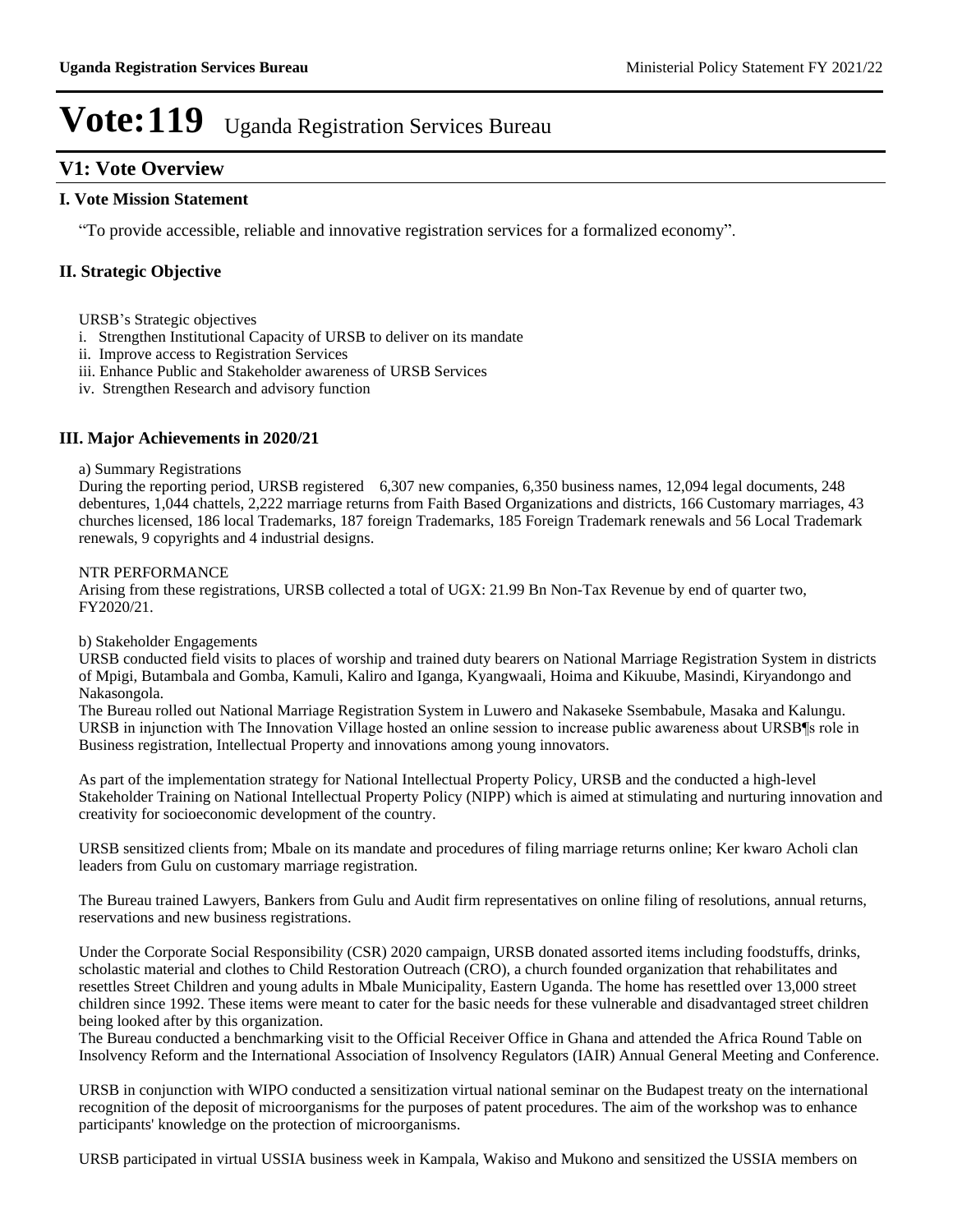# Vote:119 Uganda Registration Services Bureau

## V1: Vote Overview

### I. Vote Mission Statement

"To provide accessible, reliable and innovative registration services for a formalized economy".

### II. Strategic Objective

URSB's Strategic objectives

i. Strengthen Institutional Capacity of URSB to deliver on its mandate
ii. Improve access to Registration Services
iii. Enhance Public and Stakeholder awareness of URSB Services
iv. Strengthen Research and advisory function

### III. Major Achievements in 2020/21

a) Summary Registrations

During the reporting period, URSB registered 6,307 new companies, 6,350 business names, 12,094 legal documents, 248 debentures, 1,044 chattels, 2,222 marriage returns from Faith Based Organizations and districts, 166 Customary marriages, 43 churches licensed, 186 local Trademarks, 187 foreign Trademarks, 185 Foreign Trademark renewals and 56 Local Trademark renewals, 9 copyrights and 4 industrial designs.

NTR PERFORMANCE

Arising from these registrations, URSB collected a total of UGX: 21.99 Bn Non-Tax Revenue by end of quarter two, FY2020/21.

b) Stakeholder Engagements

URSB conducted field visits to places of worship and trained duty bearers on National Marriage Registration System in districts of Mpigi, Butambala and Gomba, Kamuli, Kaliro and Iganga, Kyangwaali, Hoima and Kikuube, Masindi, Kiryandongo and Nakasongola.

The Bureau rolled out National Marriage Registration System in Luwero and Nakaseke Ssembabule, Masaka and Kalungu.

URSB in injunction with The Innovation Village hosted an online session to increase public awareness about URSB¶s role in Business registration, Intellectual Property and innovations among young innovators.

As part of the implementation strategy for National Intellectual Property Policy, URSB and the conducted a high-level Stakeholder Training on National Intellectual Property Policy (NIPP) which is aimed at stimulating and nurturing innovation and creativity for socioeconomic development of the country.

URSB sensitized clients from; Mbale on its mandate and procedures of filing marriage returns online; Ker kwaro Acholi clan leaders from Gulu on customary marriage registration.

The Bureau trained Lawyers, Bankers from Gulu and Audit firm representatives on online filing of resolutions, annual returns, reservations and new business registrations.

Under the Corporate Social Responsibility (CSR) 2020 campaign, URSB donated assorted items including foodstuffs, drinks, scholastic material and clothes to Child Restoration Outreach (CRO), a church founded organization that rehabilitates and resettles Street Children and young adults in Mbale Municipality, Eastern Uganda. The home has resettled over 13,000 street children since 1992. These items were meant to cater for the basic needs for these vulnerable and disadvantaged street children being looked after by this organization.

The Bureau conducted a benchmarking visit to the Official Receiver Office in Ghana and attended the Africa Round Table on Insolvency Reform and the International Association of Insolvency Regulators (IAIR) Annual General Meeting and Conference.

URSB in conjunction with WIPO conducted a sensitization virtual national seminar on the Budapest treaty on the international recognition of the deposit of microorganisms for the purposes of patent procedures. The aim of the workshop was to enhance participants' knowledge on the protection of microorganisms.

URSB participated in virtual USSIA business week in Kampala, Wakiso and Mukono and sensitized the USSIA members on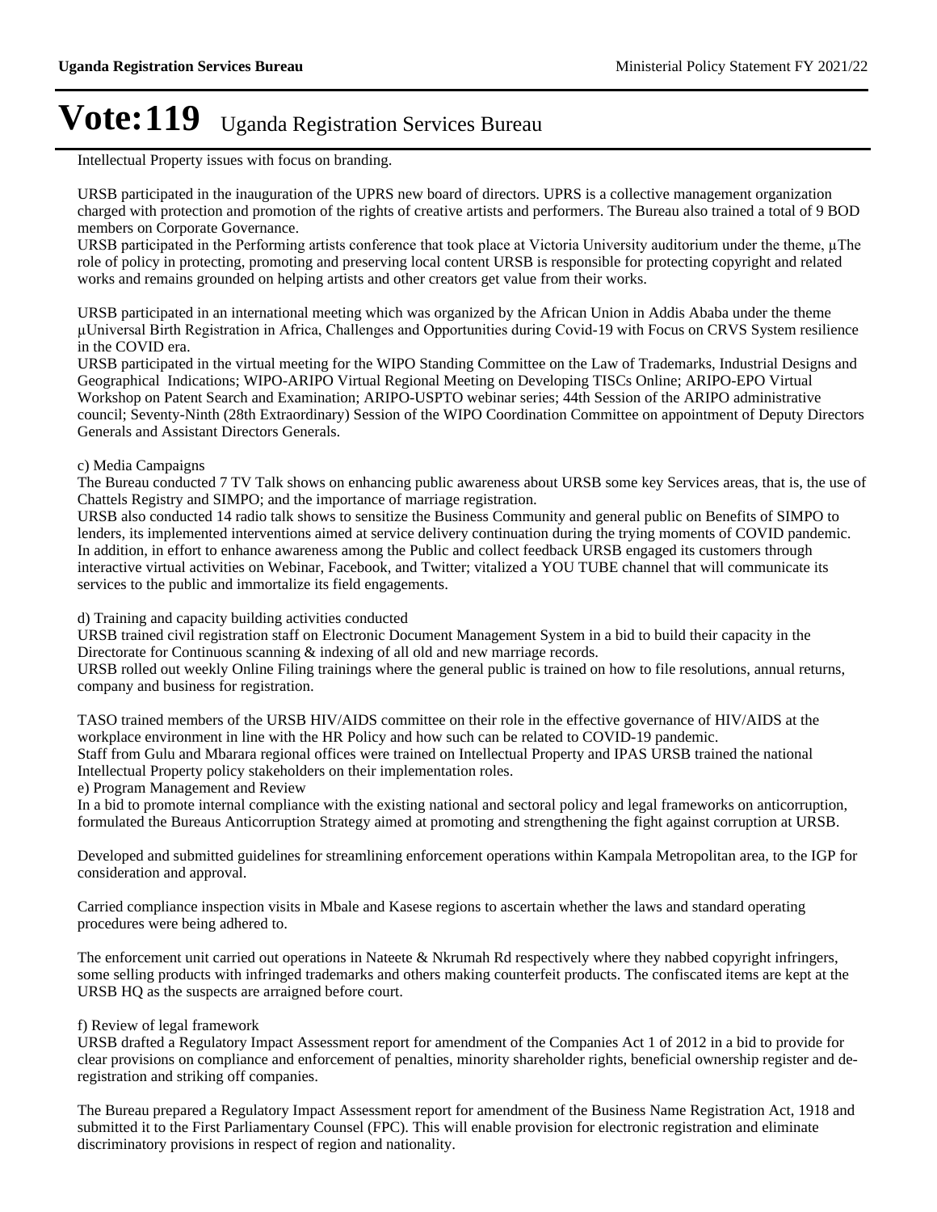Intellectual Property issues with focus on branding.

URSB participated in the inauguration of the UPRS new board of directors. UPRS is a collective management organization charged with protection and promotion of the rights of creative artists and performers. The Bureau also trained a total of 9 BOD members on Corporate Governance.
URSB participated in the Performing artists conference that took place at Victoria University auditorium under the theme, µThe role of policy in protecting, promoting and preserving local content URSB is responsible for protecting copyright and related works and remains grounded on helping artists and other creators get value from their works.

URSB participated in an international meeting which was organized by the African Union in Addis Ababa under the theme µUniversal Birth Registration in Africa, Challenges and Opportunities during Covid-19 with Focus on CRVS System resilience in the COVID era.
URSB participated in the virtual meeting for the WIPO Standing Committee on the Law of Trademarks, Industrial Designs and Geographical Indications; WIPO-ARIPO Virtual Regional Meeting on Developing TISCs Online; ARIPO-EPO Virtual Workshop on Patent Search and Examination; ARIPO-USPTO webinar series; 44th Session of the ARIPO administrative council; Seventy-Ninth (28th Extraordinary) Session of the WIPO Coordination Committee on appointment of Deputy Directors Generals and Assistant Directors Generals.

c) Media Campaigns
The Bureau conducted 7 TV Talk shows on enhancing public awareness about URSB some key Services areas, that is, the use of Chattels Registry and SIMPO; and the importance of marriage registration.
URSB also conducted 14 radio talk shows to sensitize the Business Community and general public on Benefits of SIMPO to lenders, its implemented interventions aimed at service delivery continuation during the trying moments of COVID pandemic.
In addition, in effort to enhance awareness among the Public and collect feedback URSB engaged its customers through interactive virtual activities on Webinar, Facebook, and Twitter; vitalized a YOU TUBE channel that will communicate its services to the public and immortalize its field engagements.

d) Training and capacity building activities conducted
URSB trained civil registration staff on Electronic Document Management System in a bid to build their capacity in the Directorate for Continuous scanning & indexing of all old and new marriage records.
URSB rolled out weekly Online Filing trainings where the general public is trained on how to file resolutions, annual returns, company and business for registration.

TASO trained members of the URSB HIV/AIDS committee on their role in the effective governance of HIV/AIDS at the workplace environment in line with the HR Policy and how such can be related to COVID-19 pandemic.
Staff from Gulu and Mbarara regional offices were trained on Intellectual Property and IPAS URSB trained the national Intellectual Property policy stakeholders on their implementation roles.
e) Program Management and Review
In a bid to promote internal compliance with the existing national and sectoral policy and legal frameworks on anticorruption, formulated the Bureaus Anticorruption Strategy aimed at promoting and strengthening the fight against corruption at URSB.

Developed and submitted guidelines for streamlining enforcement operations within Kampala Metropolitan area, to the IGP for consideration and approval.

Carried compliance inspection visits in Mbale and Kasese regions to ascertain whether the laws and standard operating procedures were being adhered to.

The enforcement unit carried out operations in Nateete & Nkrumah Rd respectively where they nabbed copyright infringers, some selling products with infringed trademarks and others making counterfeit products. The confiscated items are kept at the URSB HQ as the suspects are arraigned before court.

f) Review of legal framework
URSB drafted a Regulatory Impact Assessment report for amendment of the Companies Act 1 of 2012 in a bid to provide for clear provisions on compliance and enforcement of penalties, minority shareholder rights, beneficial ownership register and de-registration and striking off companies.

The Bureau prepared a Regulatory Impact Assessment report for amendment of the Business Name Registration Act, 1918 and submitted it to the First Parliamentary Counsel (FPC). This will enable provision for electronic registration and eliminate discriminatory provisions in respect of region and nationality.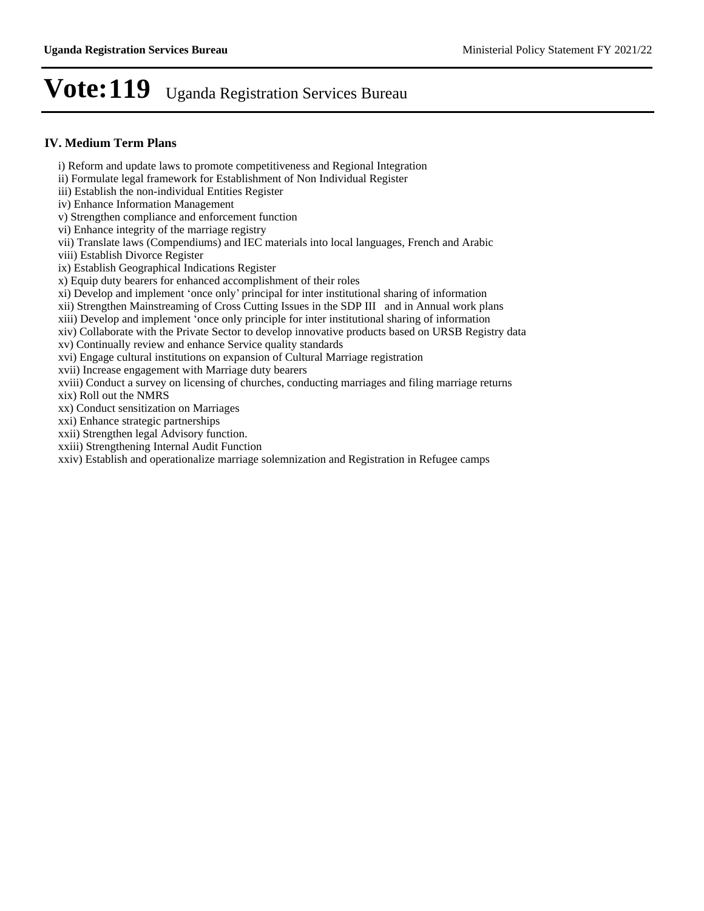# Vote:119 Uganda Registration Services Bureau

## IV. Medium Term Plans

i) Reform and update laws to promote competitiveness and Regional Integration
ii) Formulate legal framework for Establishment of Non Individual Register
iii) Establish the non-individual Entities Register
iv) Enhance Information Management
v) Strengthen compliance and enforcement function
vi) Enhance integrity of the marriage registry
vii) Translate laws (Compendiums) and IEC materials into local languages, French and Arabic
viii) Establish Divorce Register
ix) Establish Geographical Indications Register
x) Equip duty bearers for enhanced accomplishment of their roles
xi) Develop and implement 'once only' principal for inter institutional sharing of information
xii) Strengthen Mainstreaming of Cross Cutting Issues in the SDP III and in Annual work plans
xiii) Develop and implement 'once only principle for inter institutional sharing of information
xiv) Collaborate with the Private Sector to develop innovative products based on URSB Registry data
xv) Continually review and enhance Service quality standards
xvi) Engage cultural institutions on expansion of Cultural Marriage registration
xvii) Increase engagement with Marriage duty bearers
xviii) Conduct a survey on licensing of churches, conducting marriages and filing marriage returns
xix) Roll out the NMRS
xx) Conduct sensitization on Marriages
xxi) Enhance strategic partnerships
xxii) Strengthen legal Advisory function.
xxiii) Strengthening Internal Audit Function
xxiv) Establish and operationalize marriage solemnization and Registration in Refugee camps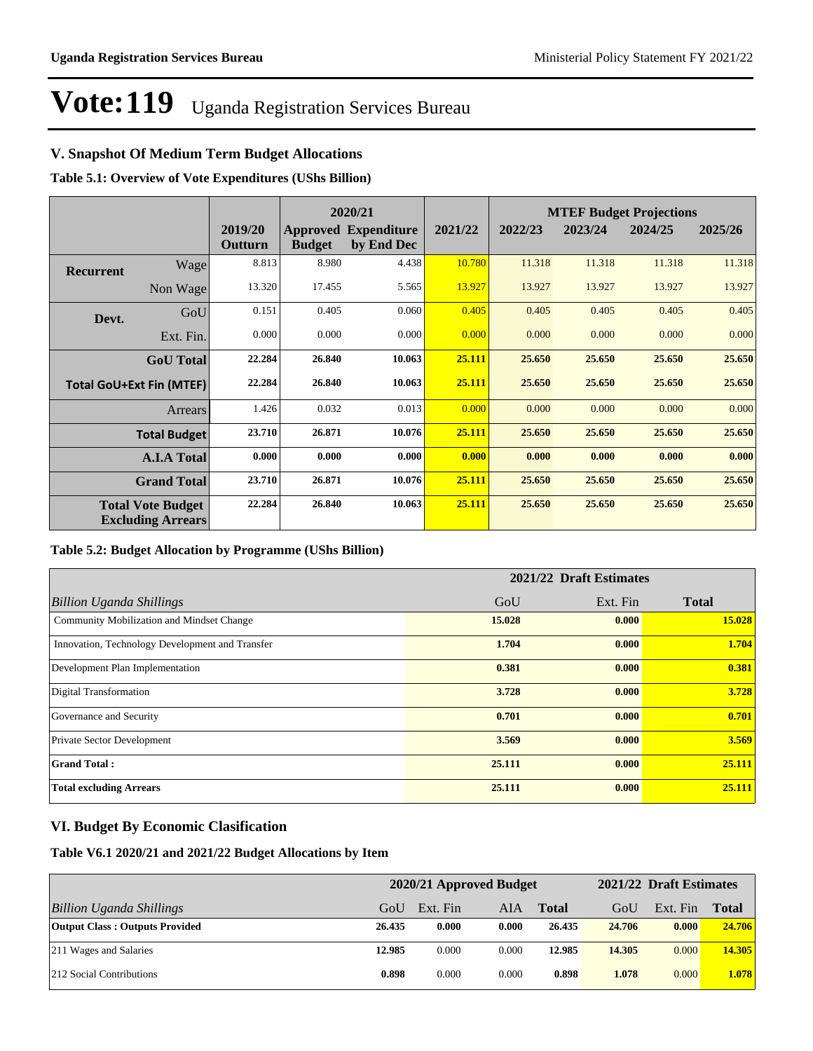# Vote:119 Uganda Registration Services Bureau

## V. Snapshot Of Medium Term Budget Allocations

**Table 5.1: Overview of Vote Expenditures (UShs Billion)**

| | | | 2020/21 | | | MTEF Budget Projections | | | |
|---|---|---|---|---|---|---|---|---|---|
| | | 2019/20 Outturn | Approved Budget | Expenditure by End Dec | 2021/22 | 2022/23 | 2023/24 | 2024/25 | 2025/26 |
| **Recurrent** | Wage | 8.813 | 8.980 | 4.438 | 10.780 | 11.318 | 11.318 | 11.318 | 11.318 |
| | Non Wage | 13.320 | 17.455 | 5.565 | 13.927 | 13.927 | 13.927 | 13.927 | 13.927 |
| **Devt.** | GoU | 0.151 | 0.405 | 0.060 | 0.405 | 0.405 | 0.405 | 0.405 | 0.405 |
| | Ext. Fin. | 0.000 | 0.000 | 0.000 | 0.000 | 0.000 | 0.000 | 0.000 | 0.000 |
| | **GoU Total** | **22.284** | **26.840** | **10.063** | **25.111** | **25.650** | **25.650** | **25.650** | **25.650** |
| **Total GoU+Ext Fin (MTEF)** | | **22.284** | **26.840** | **10.063** | **25.111** | **25.650** | **25.650** | **25.650** | **25.650** |
| | Arrears | 1.426 | 0.032 | 0.013 | 0.000 | 0.000 | 0.000 | 0.000 | 0.000 |
| | **Total Budget** | **23.710** | **26.871** | **10.076** | **25.111** | **25.650** | **25.650** | **25.650** | **25.650** |
| | **A.I.A Total** | **0.000** | **0.000** | **0.000** | **0.000** | **0.000** | **0.000** | **0.000** | **0.000** |
| | **Grand Total** | **23.710** | **26.871** | **10.076** | **25.111** | **25.650** | **25.650** | **25.650** | **25.650** |
| **Total Vote Budget Excluding Arrears** | | **22.284** | **26.840** | **10.063** | **25.111** | **25.650** | **25.650** | **25.650** | **25.650** |

**Table 5.2: Budget Allocation by Programme (UShs Billion)**

| | 2021/22 Draft Estimates | | |
|---|---|---|---|
| *Billion Uganda Shillings* | GoU | Ext. Fin | **Total** |
| Community Mobilization and Mindset Change | **15.028** | **0.000** | **15.028** |
| Innovation, Technology Development and Transfer | **1.704** | **0.000** | **1.704** |
| Development Plan Implementation | **0.381** | **0.000** | **0.381** |
| Digital Transformation | **3.728** | **0.000** | **3.728** |
| Governance and Security | **0.701** | **0.000** | **0.701** |
| Private Sector Development | **3.569** | **0.000** | **3.569** |
| **Grand Total :** | **25.111** | **0.000** | **25.111** |
| **Total excluding Arrears** | **25.111** | **0.000** | **25.111** |

## VI. Budget By Economic Clasification

**Table V6.1 2020/21 and 2021/22 Budget Allocations by Item**

| | 2020/21 Approved Budget | | | | 2021/22 Draft Estimates | | |
|---|---|---|---|---|---|---|---|
| *Billion Uganda Shillings* | GoU | Ext. Fin | AIA | **Total** | GoU | Ext. Fin | **Total** |
| **Output Class : Outputs Provided** | **26.435** | **0.000** | **0.000** | **26.435** | **24.706** | **0.000** | **24.706** |
| 211 Wages and Salaries | **12.985** | 0.000 | 0.000 | **12.985** | **14.305** | 0.000 | **14.305** |
| 212 Social Contributions | **0.898** | 0.000 | 0.000 | **0.898** | **1.078** | 0.000 | **1.078** |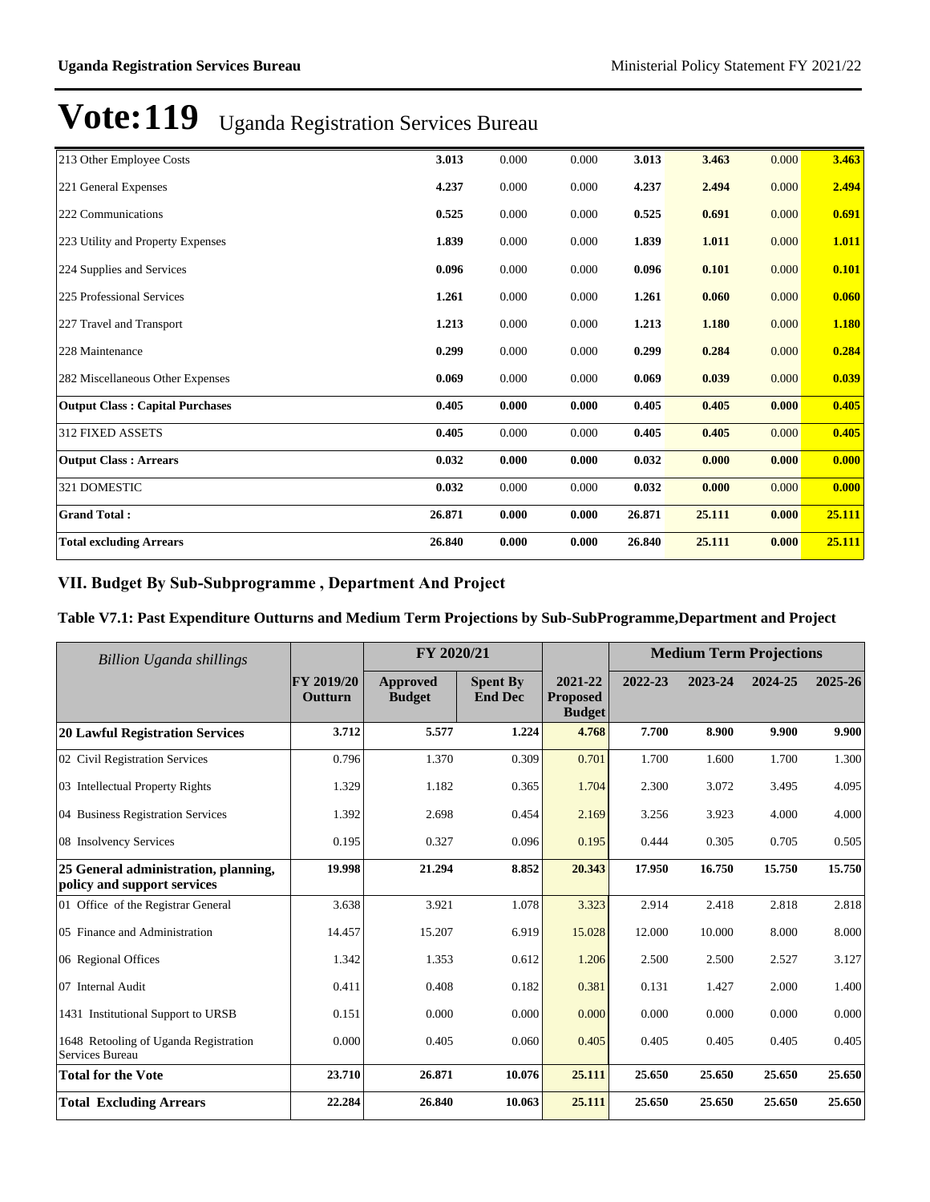# Vote:119 Uganda Registration Services Bureau

| | | | | | | | |
|---|---|---|---|---|---|---|---|
| 213 Other Employee Costs | **3.013** | 0.000 | 0.000 | **3.013** | **3.463** | 0.000 | **3.463** |
| 221 General Expenses | **4.237** | 0.000 | 0.000 | **4.237** | **2.494** | 0.000 | **2.494** |
| 222 Communications | **0.525** | 0.000 | 0.000 | **0.525** | **0.691** | 0.000 | **0.691** |
| 223 Utility and Property Expenses | **1.839** | 0.000 | 0.000 | **1.839** | **1.011** | 0.000 | **1.011** |
| 224 Supplies and Services | **0.096** | 0.000 | 0.000 | **0.096** | **0.101** | 0.000 | **0.101** |
| 225 Professional Services | **1.261** | 0.000 | 0.000 | **1.261** | **0.060** | 0.000 | **0.060** |
| 227 Travel and Transport | **1.213** | 0.000 | 0.000 | **1.213** | **1.180** | 0.000 | **1.180** |
| 228 Maintenance | **0.299** | 0.000 | 0.000 | **0.299** | **0.284** | 0.000 | **0.284** |
| 282 Miscellaneous Other Expenses | **0.069** | 0.000 | 0.000 | **0.069** | **0.039** | 0.000 | **0.039** |
| **Output Class : Capital Purchases** | **0.405** | **0.000** | **0.000** | **0.405** | **0.405** | **0.000** | **0.405** |
| 312 FIXED ASSETS | **0.405** | 0.000 | 0.000 | **0.405** | **0.405** | 0.000 | **0.405** |
| **Output Class : Arrears** | **0.032** | **0.000** | **0.000** | **0.032** | **0.000** | **0.000** | **0.000** |
| 321 DOMESTIC | **0.032** | 0.000 | 0.000 | **0.032** | **0.000** | 0.000 | **0.000** |
| **Grand Total :** | **26.871** | **0.000** | **0.000** | **26.871** | **25.111** | **0.000** | **25.111** |
| **Total excluding Arrears** | **26.840** | **0.000** | **0.000** | **26.840** | **25.111** | **0.000** | **25.111** |

## VII. Budget By Sub-Subprogramme , Department And Project

### Table V7.1: Past Expenditure Outturns and Medium Term Projections by Sub-SubProgramme,Department and Project

| *Billion Uganda shillings* | | FY 2020/21 | | | Medium Term Projections | | | |
|---|---|---|---|---|---|---|---|---|
| | **FY 2019/20 Outturn** | **Approved Budget** | **Spent By End Dec** | **2021-22 Proposed Budget** | **2022-23** | **2023-24** | **2024-25** | **2025-26** |
| **20 Lawful Registration Services** | **3.712** | **5.577** | **1.224** | **4.768** | **7.700** | **8.900** | **9.900** | **9.900** |
| 02 Civil Registration Services | 0.796 | 1.370 | 0.309 | 0.701 | 1.700 | 1.600 | 1.700 | 1.300 |
| 03 Intellectual Property Rights | 1.329 | 1.182 | 0.365 | 1.704 | 2.300 | 3.072 | 3.495 | 4.095 |
| 04 Business Registration Services | 1.392 | 2.698 | 0.454 | 2.169 | 3.256 | 3.923 | 4.000 | 4.000 |
| 08 Insolvency Services | 0.195 | 0.327 | 0.096 | 0.195 | 0.444 | 0.305 | 0.705 | 0.505 |
| **25 General administration, planning, policy and support services** | **19.998** | **21.294** | **8.852** | **20.343** | **17.950** | **16.750** | **15.750** | **15.750** |
| 01 Office of the Registrar General | 3.638 | 3.921 | 1.078 | 3.323 | 2.914 | 2.418 | 2.818 | 2.818 |
| 05 Finance and Administration | 14.457 | 15.207 | 6.919 | 15.028 | 12.000 | 10.000 | 8.000 | 8.000 |
| 06 Regional Offices | 1.342 | 1.353 | 0.612 | 1.206 | 2.500 | 2.500 | 2.527 | 3.127 |
| 07 Internal Audit | 0.411 | 0.408 | 0.182 | 0.381 | 0.131 | 1.427 | 2.000 | 1.400 |
| 1431 Institutional Support to URSB | 0.151 | 0.000 | 0.000 | 0.000 | 0.000 | 0.000 | 0.000 | 0.000 |
| 1648 Retooling of Uganda Registration Services Bureau | 0.000 | 0.405 | 0.060 | 0.405 | 0.405 | 0.405 | 0.405 | 0.405 |
| **Total for the Vote** | **23.710** | **26.871** | **10.076** | **25.111** | **25.650** | **25.650** | **25.650** | **25.650** |
| **Total Excluding Arrears** | **22.284** | **26.840** | **10.063** | **25.111** | **25.650** | **25.650** | **25.650** | **25.650** |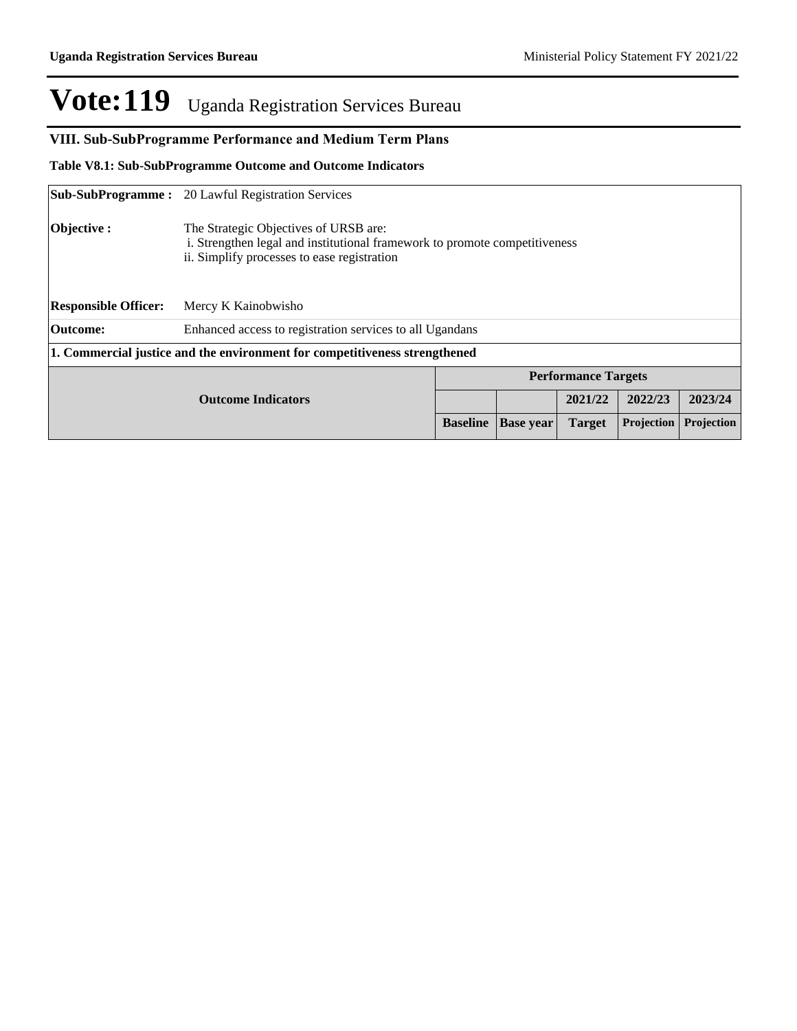# Vote:119 Uganda Registration Services Bureau

## VIII. Sub-SubProgramme Performance and Medium Term Plans

### Table V8.1: Sub-SubProgramme Outcome and Outcome Indicators

| | |
|---|---|
| **Sub-SubProgramme :** | 20 Lawful Registration Services |
| **Objective :** | The Strategic Objectives of URSB are:<br>i. Strengthen legal and institutional framework to promote competitiveness<br>ii. Simplify processes to ease registration |
| **Responsible Officer:** | Mercy K Kainobwisho |
| **Outcome:** | Enhanced access to registration services to all Ugandans |

**1. Commercial justice and the environment for competitiveness strengthened**

| Outcome Indicators | Performance Targets | | | | |
|---|---|---|---|---|---|
| | | | 2021/22 | 2022/23 | 2023/24 |
| | Baseline | Base year | Target | Projection | Projection |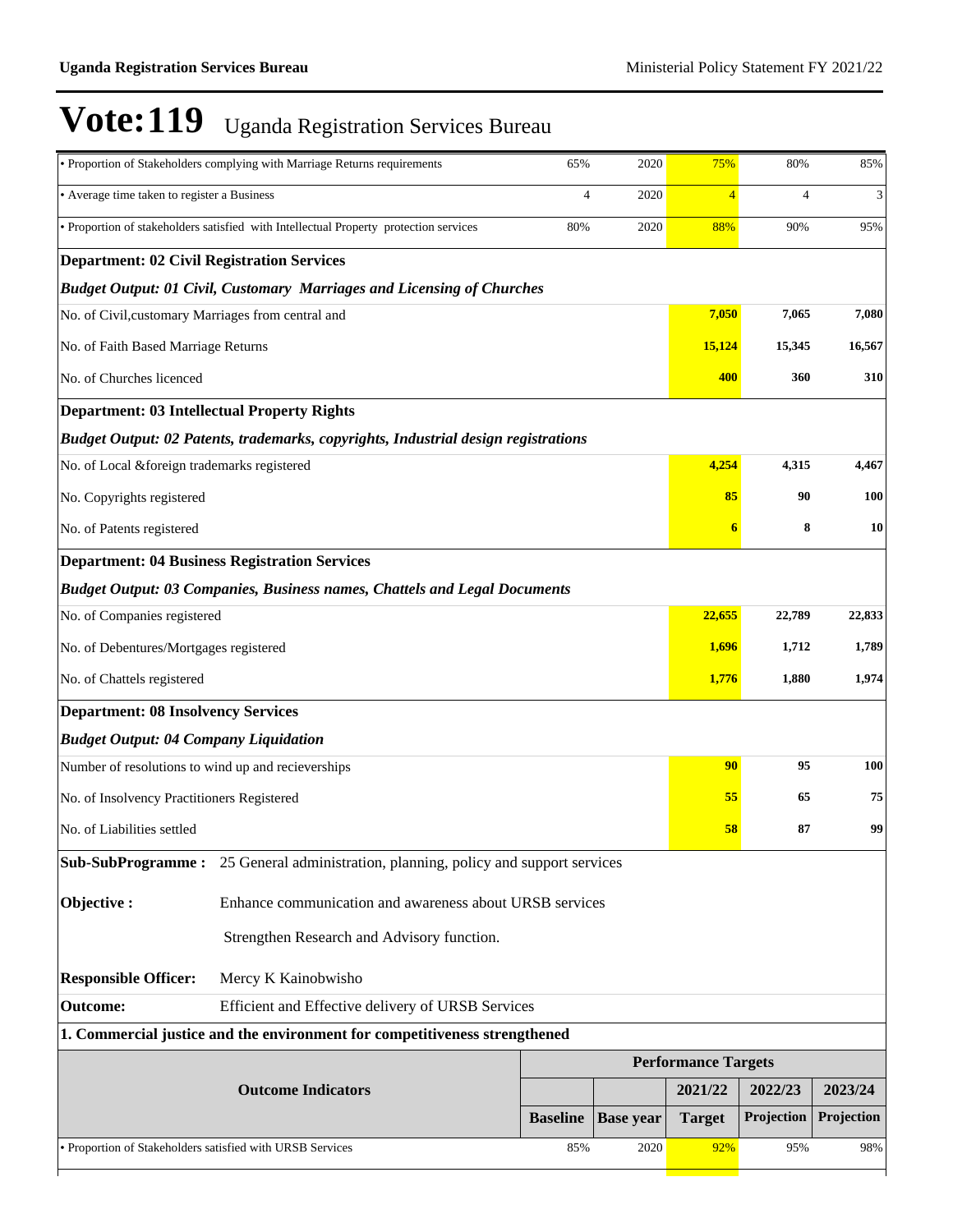# Vote:119 Uganda Registration Services Bureau

| | Baseline | Base year | 2021/22 Target | 2022/23 Projection | 2023/24 Projection |
|---|---|---|---|---|---|
| • Proportion of Stakeholders complying with Marriage Returns requirements | 65% | 2020 | 75% | 80% | 85% |
| • Average time taken to register a Business | 4 | 2020 | 4 | 4 | 3 |
| • Proportion of stakeholders satisfied with Intellectual Property protection services | 80% | 2020 | 88% | 90% | 95% |
| **Department: 02 Civil Registration Services** | | | | | |
| ***Budget Output: 01 Civil, Customary Marriages and Licensing of Churches*** | | | | | |
| No. of Civil,customary Marriages from central and | | | **7,050** | **7,065** | **7,080** |
| No. of Faith Based Marriage Returns | | | **15,124** | **15,345** | **16,567** |
| No. of Churches licenced | | | **400** | **360** | **310** |
| **Department: 03 Intellectual Property Rights** | | | | | |
| ***Budget Output: 02 Patents, trademarks, copyrights, Industrial design registrations*** | | | | | |
| No. of Local &foreign trademarks registered | | | **4,254** | **4,315** | **4,467** |
| No. Copyrights registered | | | **85** | **90** | **100** |
| No. of Patents registered | | | **6** | **8** | **10** |
| **Department: 04 Business Registration Services** | | | | | |
| ***Budget Output: 03 Companies, Business names, Chattels and Legal Documents*** | | | | | |
| No. of Companies registered | | | **22,655** | **22,789** | **22,833** |
| No. of Debentures/Mortgages registered | | | **1,696** | **1,712** | **1,789** |
| No. of Chattels registered | | | **1,776** | **1,880** | **1,974** |
| **Department: 08 Insolvency Services** | | | | | |
| ***Budget Output: 04 Company Liquidation*** | | | | | |
| Number of resolutions to wind up and recieverships | | | **90** | **95** | **100** |
| No. of Insolvency Practitioners Registered | | | **55** | **65** | **75** |
| No. of Liabilities settled | | | **58** | **87** | **99** |

**Sub-SubProgramme :** 25 General administration, planning, policy and support services

**Objective :** Enhance communication and awareness about URSB services

Strengthen Research and Advisory function.

**Responsible Officer:** Mercy K Kainobwisho

**Outcome:** Efficient and Effective delivery of URSB Services

**1. Commercial justice and the environment for competitiveness strengthened**

| Outcome Indicators | Performance Targets | | | | |
|---|---|---|---|---|---|
| | | | 2021/22 | 2022/23 | 2023/24 |
| | Baseline | Base year | Target | Projection | Projection |
| • Proportion of Stakeholders satisfied with URSB Services | 85% | 2020 | 92% | 95% | 98% |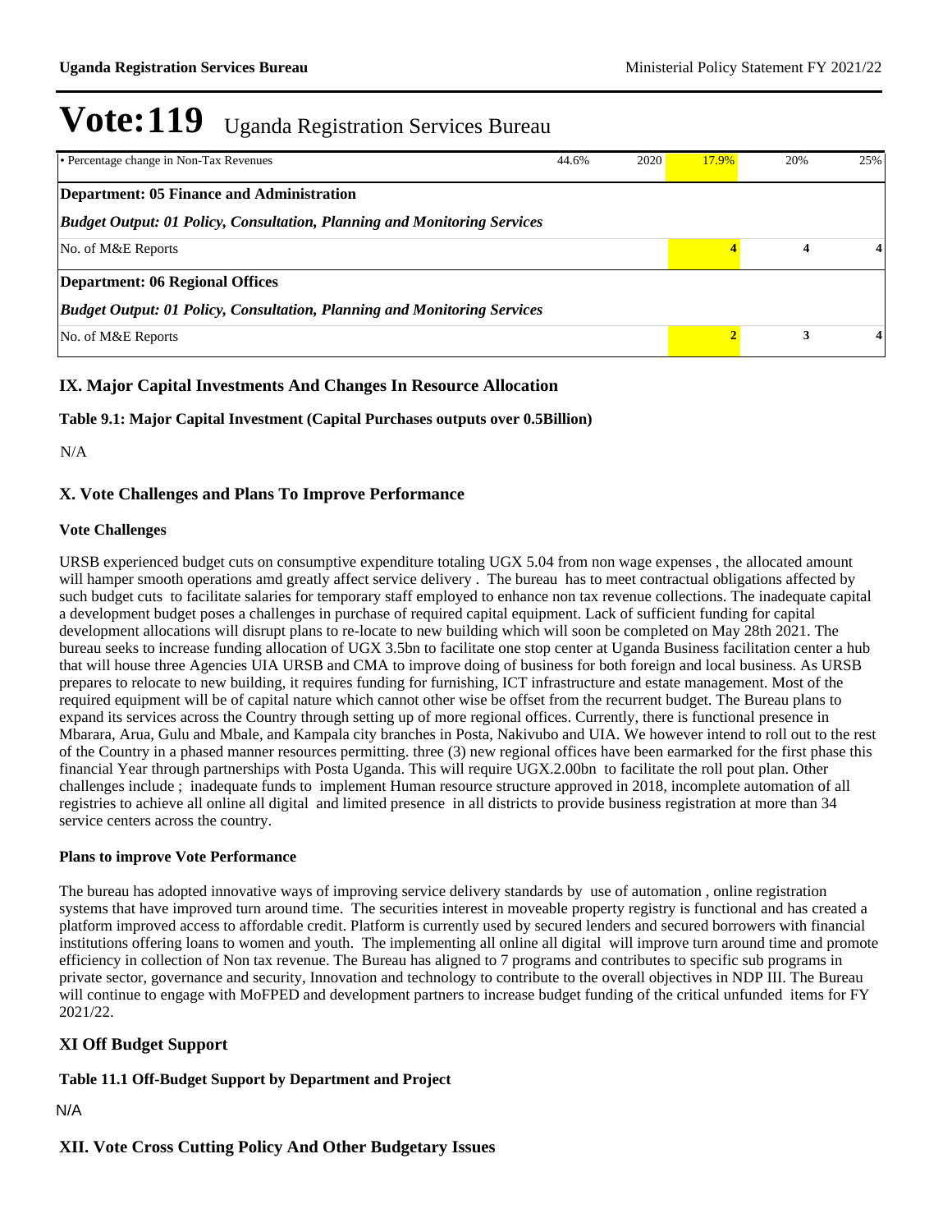# Vote:119 Uganda Registration Services Bureau

| | | | | | |
|---|---|---|---|---|---|
| • Percentage change in Non-Tax Revenues | 44.6% | 2020 | 17.9% | 20% | 25% |
| **Department: 05 Finance and Administration** | | | | | |
| ***Budget Output: 01 Policy, Consultation, Planning and Monitoring Services*** | | | | | |
| No. of M&E Reports | | | 4 | 4 | 4 |
| **Department: 06 Regional Offices** | | | | | |
| ***Budget Output: 01 Policy, Consultation, Planning and Monitoring Services*** | | | | | |
| No. of M&E Reports | | | 2 | 3 | 4 |

## IX. Major Capital Investments And Changes In Resource Allocation

**Table 9.1: Major Capital Investment (Capital Purchases outputs over 0.5Billion)**

N/A

## X. Vote Challenges and Plans To Improve Performance

**Vote Challenges**

URSB experienced budget cuts on consumptive expenditure totaling UGX 5.04 from non wage expenses , the allocated amount will hamper smooth operations amd greatly affect service delivery . The bureau has to meet contractual obligations affected by such budget cuts to facilitate salaries for temporary staff employed to enhance non tax revenue collections. The inadequate capital a development budget poses a challenges in purchase of required capital equipment. Lack of sufficient funding for capital development allocations will disrupt plans to re-locate to new building which will soon be completed on May 28th 2021. The bureau seeks to increase funding allocation of UGX 3.5bn to facilitate one stop center at Uganda Business facilitation center a hub that will house three Agencies UIA URSB and CMA to improve doing of business for both foreign and local business. As URSB prepares to relocate to new building, it requires funding for furnishing, ICT infrastructure and estate management. Most of the required equipment will be of capital nature which cannot other wise be offset from the recurrent budget. The Bureau plans to expand its services across the Country through setting up of more regional offices. Currently, there is functional presence in Mbarara, Arua, Gulu and Mbale, and Kampala city branches in Posta, Nakivubo and UIA. We however intend to roll out to the rest of the Country in a phased manner resources permitting. three (3) new regional offices have been earmarked for the first phase this financial Year through partnerships with Posta Uganda. This will require UGX.2.00bn to facilitate the roll pout plan. Other challenges include ; inadequate funds to implement Human resource structure approved in 2018, incomplete automation of all registries to achieve all online all digital and limited presence in all districts to provide business registration at more than 34 service centers across the country.

**Plans to improve Vote Performance**

The bureau has adopted innovative ways of improving service delivery standards by use of automation , online registration systems that have improved turn around time. The securities interest in moveable property registry is functional and has created a platform improved access to affordable credit. Platform is currently used by secured lenders and secured borrowers with financial institutions offering loans to women and youth. The implementing all online all digital will improve turn around time and promote efficiency in collection of Non tax revenue. The Bureau has aligned to 7 programs and contributes to specific sub programs in private sector, governance and security, Innovation and technology to contribute to the overall objectives in NDP III. The Bureau will continue to engage with MoFPED and development partners to increase budget funding of the critical unfunded items for FY 2021/22.

## XI Off Budget Support

**Table 11.1 Off-Budget Support by Department and Project**

N/A

## XII. Vote Cross Cutting Policy And Other Budgetary Issues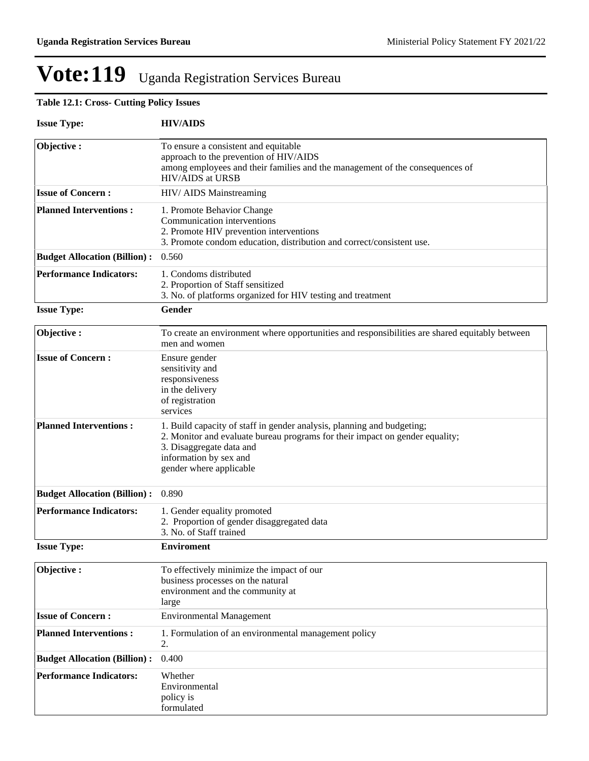# Vote:119 Uganda Registration Services Bureau

**Table 12.1: Cross- Cutting Policy Issues**

**Issue Type:** **HIV/AIDS**

| | |
|---|---|
| **Objective :** | To ensure a consistent and equitable approach to the prevention of HIV/AIDS among employees and their families and the management of the consequences of HIV/AIDS at URSB |
| **Issue of Concern :** | HIV/ AIDS Mainstreaming |
| **Planned Interventions :** | 1. Promote Behavior Change Communication interventions<br>2. Promote HIV prevention interventions<br>3. Promote condom education, distribution and correct/consistent use. |
| **Budget Allocation (Billion) :** | 0.560 |
| **Performance Indicators:** | 1. Condoms distributed<br>2. Proportion of Staff sensitized<br>3. No. of platforms organized for HIV testing and treatment |

**Issue Type:** **Gender**

| | |
|---|---|
| **Objective :** | To create an environment where opportunities and responsibilities are shared equitably between men and women |
| **Issue of Concern :** | Ensure gender sensitivity and responsiveness in the delivery of registration services |
| **Planned Interventions :** | 1. Build capacity of staff in gender analysis, planning and budgeting;<br>2. Monitor and evaluate bureau programs for their impact on gender equality;<br>3. Disaggregate data and information by sex and gender where applicable |
| **Budget Allocation (Billion) :** | 0.890 |
| **Performance Indicators:** | 1. Gender equality promoted<br>2. Proportion of gender disaggregated data<br>3. No. of Staff trained |

**Issue Type:** **Enviroment**

| | |
|---|---|
| **Objective :** | To effectively minimize the impact of our business processes on the natural environment and the community at large |
| **Issue of Concern :** | Environmental Management |
| **Planned Interventions :** | 1. Formulation of an environmental management policy<br>2. |
| **Budget Allocation (Billion) :** | 0.400 |
| **Performance Indicators:** | Whether Environmental policy is formulated |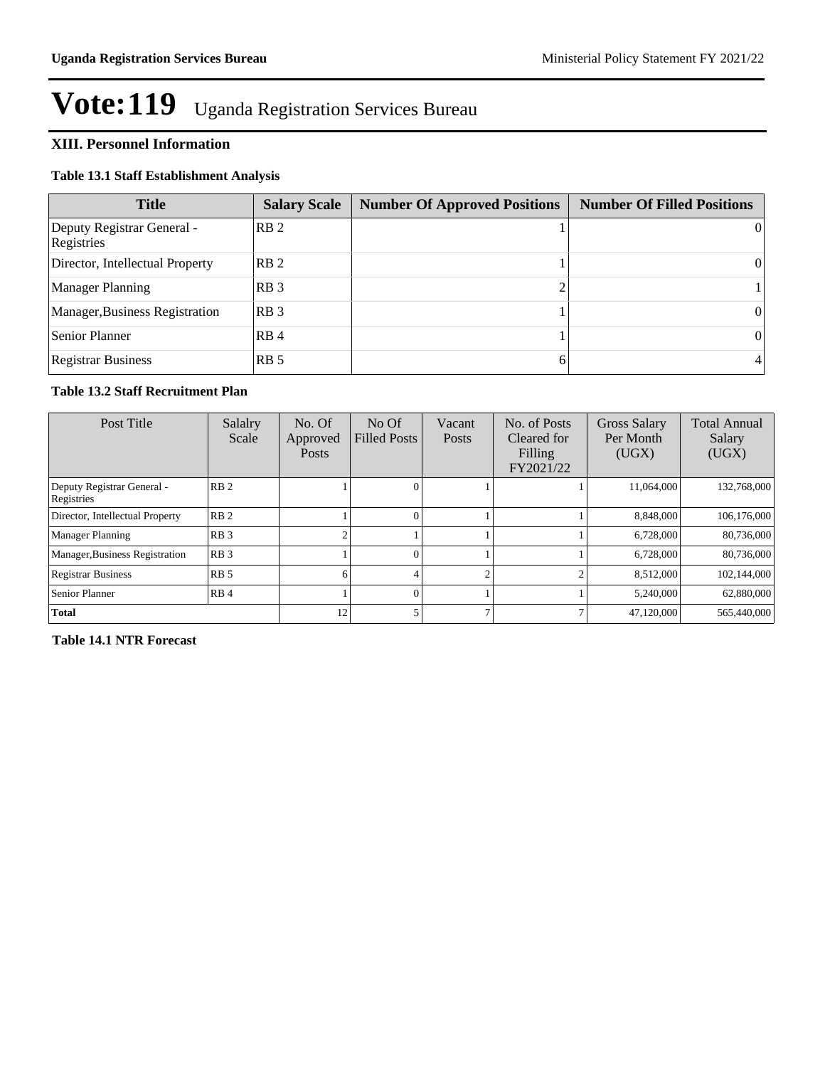# Vote:119 Uganda Registration Services Bureau

## XIII. Personnel Information

### Table 13.1 Staff Establishment Analysis

| Title | Salary Scale | Number Of Approved Positions | Number Of Filled Positions |
|---|---|---|---|
| Deputy Registrar General - Registries | RB 2 | 1 | 0 |
| Director, Intellectual Property | RB 2 | 1 | 0 |
| Manager Planning | RB 3 | 2 | 1 |
| Manager,Business Registration | RB 3 | 1 | 0 |
| Senior Planner | RB 4 | 1 | 0 |
| Registrar Business | RB 5 | 6 | 4 |

### Table 13.2 Staff Recruitment Plan

| Post Title | Salalry Scale | No. Of Approved Posts | No Of Filled Posts | Vacant Posts | No. of Posts Cleared for Filling FY2021/22 | Gross Salary Per Month (UGX) | Total Annual Salary (UGX) |
|---|---|---|---|---|---|---|---|
| Deputy Registrar General - Registries | RB 2 | 1 | 0 | 1 | 1 | 11,064,000 | 132,768,000 |
| Director, Intellectual Property | RB 2 | 1 | 0 | 1 | 1 | 8,848,000 | 106,176,000 |
| Manager Planning | RB 3 | 2 | 1 | 1 | 1 | 6,728,000 | 80,736,000 |
| Manager,Business Registration | RB 3 | 1 | 0 | 1 | 1 | 6,728,000 | 80,736,000 |
| Registrar Business | RB 5 | 6 | 4 | 2 | 2 | 8,512,000 | 102,144,000 |
| Senior Planner | RB 4 | 1 | 0 | 1 | 1 | 5,240,000 | 62,880,000 |
| **Total** | | 12 | 5 | 7 | 7 | 47,120,000 | 565,440,000 |

### Table 14.1 NTR Forecast